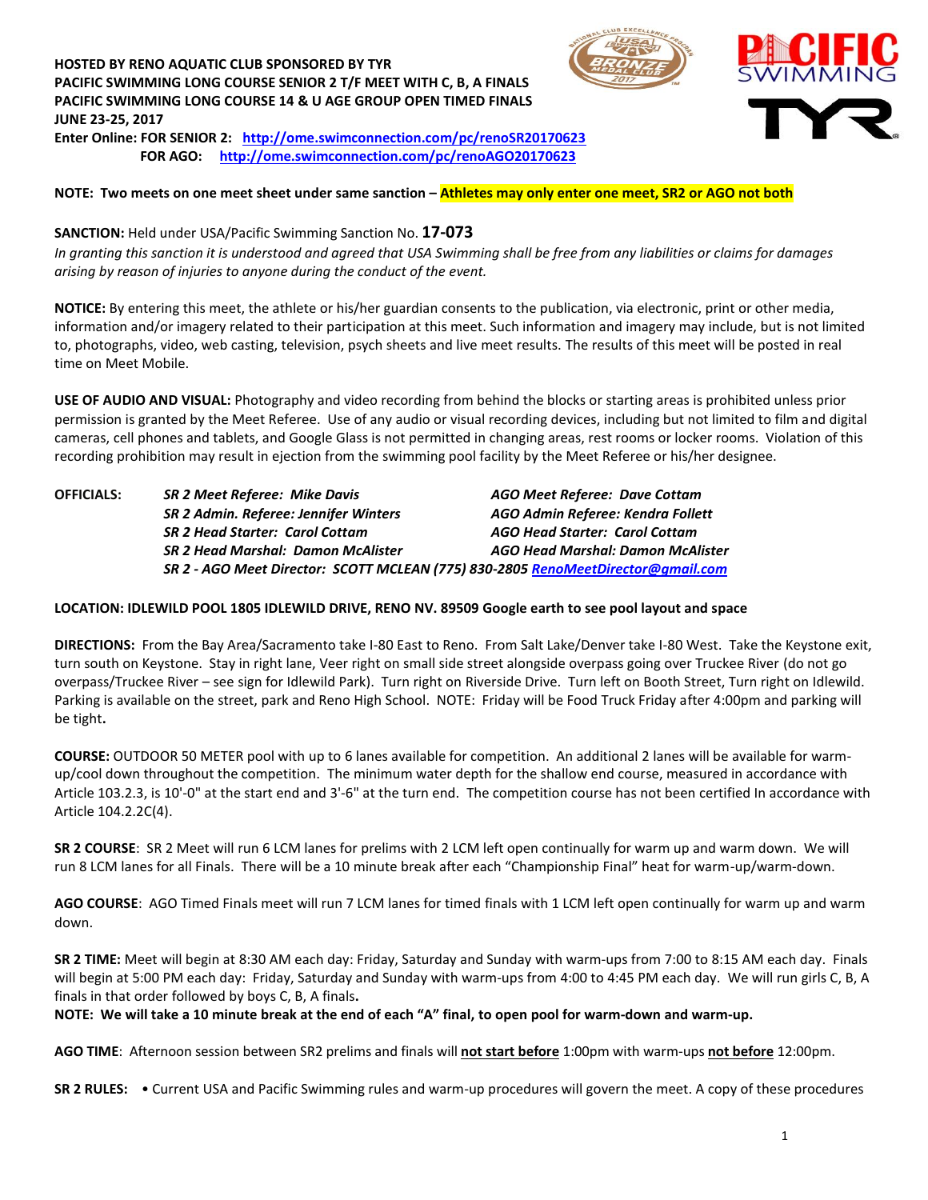**HOSTED BY RENO AQUATIC CLUB SPONSORED BY TYR**
**PACIFIC SWIMMING LONG COURSE SENIOR 2 T/F MEET WITH C, B, A FINALS**
**PACIFIC SWIMMING LONG COURSE 14 & U AGE GROUP OPEN TIMED FINALS**
**JUNE 23-25, 2017**
**Enter Online: FOR SENIOR 2: http://ome.swimconnection.com/pc/renoSR20170623**
**FOR AGO: http://ome.swimconnection.com/pc/renoAGO20170623**

**NOTE: Two meets on one meet sheet under same sanction – Athletes may only enter one meet, SR2 or AGO not both**

**SANCTION:** Held under USA/Pacific Swimming Sanction No. **17-073**
*In granting this sanction it is understood and agreed that USA Swimming shall be free from any liabilities or claims for damages arising by reason of injuries to anyone during the conduct of the event.*

**NOTICE:** By entering this meet, the athlete or his/her guardian consents to the publication, via electronic, print or other media, information and/or imagery related to their participation at this meet. Such information and imagery may include, but is not limited to, photographs, video, web casting, television, psych sheets and live meet results. The results of this meet will be posted in real time on Meet Mobile.

**USE OF AUDIO AND VISUAL:** Photography and video recording from behind the blocks or starting areas is prohibited unless prior permission is granted by the Meet Referee. Use of any audio or visual recording devices, including but not limited to film and digital cameras, cell phones and tablets, and Google Glass is not permitted in changing areas, rest rooms or locker rooms. Violation of this recording prohibition may result in ejection from the swimming pool facility by the Meet Referee or his/her designee.

**OFFICIALS:**

| | |
|---|---|
| *SR 2 Meet Referee: Mike Davis* | *AGO Meet Referee: Dave Cottam* |
| *SR 2 Admin. Referee: Jennifer Winters* | *AGO Admin Referee: Kendra Follett* |
| *SR 2 Head Starter: Carol Cottam* | *AGO Head Starter: Carol Cottam* |
| *SR 2 Head Marshal: Damon McAlister* | *AGO Head Marshal: Damon McAlister* |

*SR 2 - AGO Meet Director: SCOTT MCLEAN (775) 830-2805 RenoMeetDirector@gmail.com*

**LOCATION: IDLEWILD POOL 1805 IDLEWILD DRIVE, RENO NV. 89509 Google earth to see pool layout and space**

**DIRECTIONS:** From the Bay Area/Sacramento take I-80 East to Reno. From Salt Lake/Denver take I-80 West. Take the Keystone exit, turn south on Keystone. Stay in right lane, Veer right on small side street alongside overpass going over Truckee River (do not go overpass/Truckee River – see sign for Idlewild Park). Turn right on Riverside Drive. Turn left on Booth Street, Turn right on Idlewild. Parking is available on the street, park and Reno High School. NOTE: Friday will be Food Truck Friday after 4:00pm and parking will be tight**.**

**COURSE:** OUTDOOR 50 METER pool with up to 6 lanes available for competition. An additional 2 lanes will be available for warm-up/cool down throughout the competition. The minimum water depth for the shallow end course, measured in accordance with Article 103.2.3, is 10'-0" at the start end and 3'-6" at the turn end. The competition course has not been certified In accordance with Article 104.2.2C(4).

**SR 2 COURSE**: SR 2 Meet will run 6 LCM lanes for prelims with 2 LCM left open continually for warm up and warm down. We will run 8 LCM lanes for all Finals. There will be a 10 minute break after each "Championship Final" heat for warm-up/warm-down.

**AGO COURSE**: AGO Timed Finals meet will run 7 LCM lanes for timed finals with 1 LCM left open continually for warm up and warm down.

**SR 2 TIME:** Meet will begin at 8:30 AM each day: Friday, Saturday and Sunday with warm-ups from 7:00 to 8:15 AM each day. Finals will begin at 5:00 PM each day: Friday, Saturday and Sunday with warm-ups from 4:00 to 4:45 PM each day. We will run girls C, B, A finals in that order followed by boys C, B, A finals**.**
**NOTE: We will take a 10 minute break at the end of each "A" final, to open pool for warm-down and warm-up.**

**AGO TIME**: Afternoon session between SR2 prelims and finals will **not start before** 1:00pm with warm-ups **not before** 12:00pm.

**SR 2 RULES:** • Current USA and Pacific Swimming rules and warm-up procedures will govern the meet. A copy of these procedures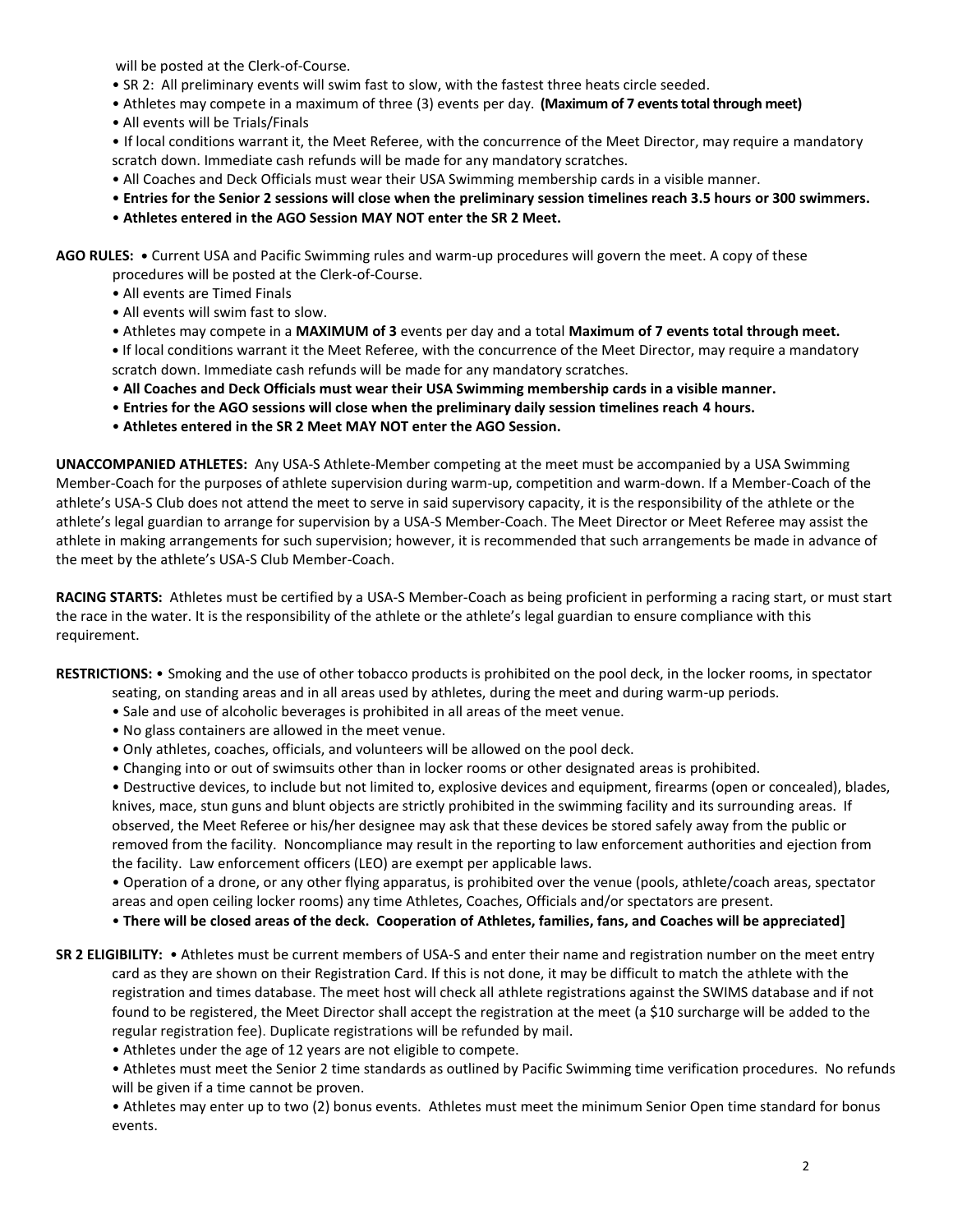will be posted at the Clerk-of-Course.

- SR 2: All preliminary events will swim fast to slow, with the fastest three heats circle seeded.
- Athletes may compete in a maximum of three (3) events per day. **(Maximum of 7 events total through meet)**
- All events will be Trials/Finals
- If local conditions warrant it, the Meet Referee, with the concurrence of the Meet Director, may require a mandatory scratch down. Immediate cash refunds will be made for any mandatory scratches.
- All Coaches and Deck Officials must wear their USA Swimming membership cards in a visible manner.
- **Entries for the Senior 2 sessions will close when the preliminary session timelines reach 3.5 hours or 300 swimmers.**
- **Athletes entered in the AGO Session MAY NOT enter the SR 2 Meet.**

**AGO RULES:**

- Current USA and Pacific Swimming rules and warm-up procedures will govern the meet. A copy of these procedures will be posted at the Clerk-of-Course.
- All events are Timed Finals
- All events will swim fast to slow.
- Athletes may compete in a **MAXIMUM of 3** events per day and a total **Maximum of 7 events total through meet.**
- If local conditions warrant it the Meet Referee, with the concurrence of the Meet Director, may require a mandatory scratch down. Immediate cash refunds will be made for any mandatory scratches.
- **All Coaches and Deck Officials must wear their USA Swimming membership cards in a visible manner.**
- **Entries for the AGO sessions will close when the preliminary daily session timelines reach 4 hours.**
- **Athletes entered in the SR 2 Meet MAY NOT enter the AGO Session.**

**UNACCOMPANIED ATHLETES:** Any USA-S Athlete-Member competing at the meet must be accompanied by a USA Swimming Member-Coach for the purposes of athlete supervision during warm-up, competition and warm-down. If a Member-Coach of the athlete's USA-S Club does not attend the meet to serve in said supervisory capacity, it is the responsibility of the athlete or the athlete's legal guardian to arrange for supervision by a USA-S Member-Coach. The Meet Director or Meet Referee may assist the athlete in making arrangements for such supervision; however, it is recommended that such arrangements be made in advance of the meet by the athlete's USA-S Club Member-Coach.

**RACING STARTS:** Athletes must be certified by a USA-S Member-Coach as being proficient in performing a racing start, or must start the race in the water. It is the responsibility of the athlete or the athlete's legal guardian to ensure compliance with this requirement.

**RESTRICTIONS:**

- Smoking and the use of other tobacco products is prohibited on the pool deck, in the locker rooms, in spectator seating, on standing areas and in all areas used by athletes, during the meet and during warm-up periods.
- Sale and use of alcoholic beverages is prohibited in all areas of the meet venue.
- No glass containers are allowed in the meet venue.
- Only athletes, coaches, officials, and volunteers will be allowed on the pool deck.
- Changing into or out of swimsuits other than in locker rooms or other designated areas is prohibited.
- Destructive devices, to include but not limited to, explosive devices and equipment, firearms (open or concealed), blades, knives, mace, stun guns and blunt objects are strictly prohibited in the swimming facility and its surrounding areas. If observed, the Meet Referee or his/her designee may ask that these devices be stored safely away from the public or removed from the facility. Noncompliance may result in the reporting to law enforcement authorities and ejection from the facility. Law enforcement officers (LEO) are exempt per applicable laws.
- Operation of a drone, or any other flying apparatus, is prohibited over the venue (pools, athlete/coach areas, spectator areas and open ceiling locker rooms) any time Athletes, Coaches, Officials and/or spectators are present.
- **There will be closed areas of the deck. Cooperation of Athletes, families, fans, and Coaches will be appreciated]**

**SR 2 ELIGIBILITY:**

- Athletes must be current members of USA-S and enter their name and registration number on the meet entry card as they are shown on their Registration Card. If this is not done, it may be difficult to match the athlete with the registration and times database. The meet host will check all athlete registrations against the SWIMS database and if not found to be registered, the Meet Director shall accept the registration at the meet (a $10 surcharge will be added to the regular registration fee). Duplicate registrations will be refunded by mail.
- Athletes under the age of 12 years are not eligible to compete.
- Athletes must meet the Senior 2 time standards as outlined by Pacific Swimming time verification procedures. No refunds will be given if a time cannot be proven.
- Athletes may enter up to two (2) bonus events. Athletes must meet the minimum Senior Open time standard for bonus events.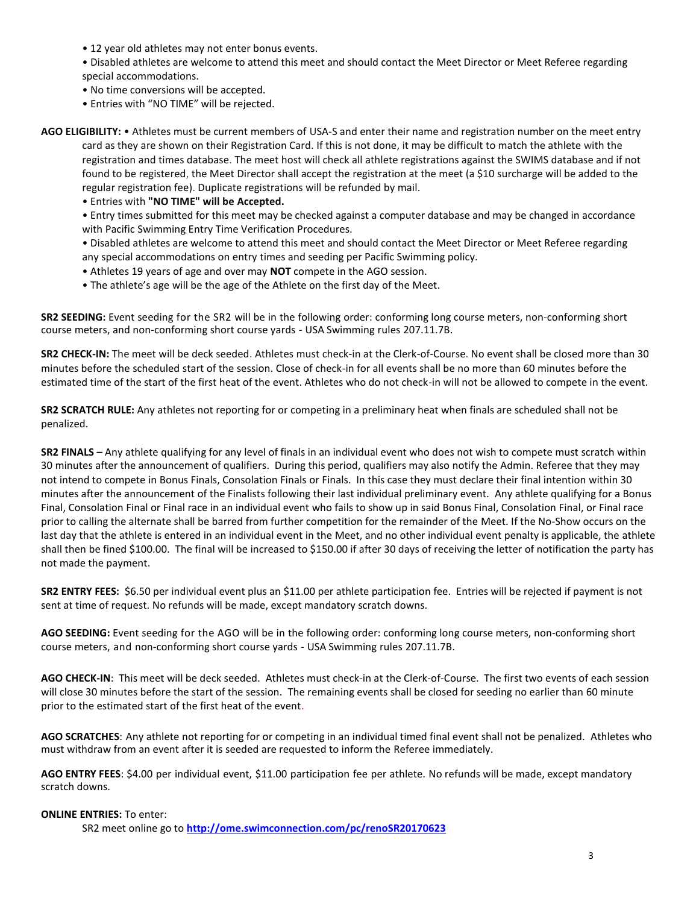- 12 year old athletes may not enter bonus events.
- Disabled athletes are welcome to attend this meet and should contact the Meet Director or Meet Referee regarding special accommodations.
- No time conversions will be accepted.
- Entries with "NO TIME" will be rejected.

**AGO ELIGIBILITY:** • Athletes must be current members of USA-S and enter their name and registration number on the meet entry card as they are shown on their Registration Card. If this is not done, it may be difficult to match the athlete with the registration and times database. The meet host will check all athlete registrations against the SWIMS database and if not found to be registered, the Meet Director shall accept the registration at the meet (a $10 surcharge will be added to the regular registration fee). Duplicate registrations will be refunded by mail.

- Entries with **"NO TIME" will be Accepted.**
- Entry times submitted for this meet may be checked against a computer database and may be changed in accordance with Pacific Swimming Entry Time Verification Procedures.
- Disabled athletes are welcome to attend this meet and should contact the Meet Director or Meet Referee regarding any special accommodations on entry times and seeding per Pacific Swimming policy.
- Athletes 19 years of age and over may **NOT** compete in the AGO session.
- The athlete's age will be the age of the Athlete on the first day of the Meet.

**SR2 SEEDING:** Event seeding for the SR2 will be in the following order: conforming long course meters, non-conforming short course meters, and non-conforming short course yards - USA Swimming rules 207.11.7B.

**SR2 CHECK-IN:** The meet will be deck seeded. Athletes must check-in at the Clerk-of-Course. No event shall be closed more than 30 minutes before the scheduled start of the session. Close of check-in for all events shall be no more than 60 minutes before the estimated time of the start of the first heat of the event. Athletes who do not check-in will not be allowed to compete in the event.

**SR2 SCRATCH RULE:** Any athletes not reporting for or competing in a preliminary heat when finals are scheduled shall not be penalized.

**SR2 FINALS –** Any athlete qualifying for any level of finals in an individual event who does not wish to compete must scratch within 30 minutes after the announcement of qualifiers. During this period, qualifiers may also notify the Admin. Referee that they may not intend to compete in Bonus Finals, Consolation Finals or Finals. In this case they must declare their final intention within 30 minutes after the announcement of the Finalists following their last individual preliminary event. Any athlete qualifying for a Bonus Final, Consolation Final or Final race in an individual event who fails to show up in said Bonus Final, Consolation Final, or Final race prior to calling the alternate shall be barred from further competition for the remainder of the Meet. If the No-Show occurs on the last day that the athlete is entered in an individual event in the Meet, and no other individual event penalty is applicable, the athlete shall then be fined $100.00. The final will be increased to $150.00 if after 30 days of receiving the letter of notification the party has not made the payment.

**SR2 ENTRY FEES:** $6.50 per individual event plus an $11.00 per athlete participation fee. Entries will be rejected if payment is not sent at time of request. No refunds will be made, except mandatory scratch downs.

**AGO SEEDING:** Event seeding for the AGO will be in the following order: conforming long course meters, non-conforming short course meters, and non-conforming short course yards - USA Swimming rules 207.11.7B.

**AGO CHECK-IN**: This meet will be deck seeded. Athletes must check-in at the Clerk-of-Course. The first two events of each session will close 30 minutes before the start of the session. The remaining events shall be closed for seeding no earlier than 60 minute prior to the estimated start of the first heat of the event.

**AGO SCRATCHES**: Any athlete not reporting for or competing in an individual timed final event shall not be penalized. Athletes who must withdraw from an event after it is seeded are requested to inform the Referee immediately.

**AGO ENTRY FEES**: $4.00 per individual event, $11.00 participation fee per athlete. No refunds will be made, except mandatory scratch downs.

**ONLINE ENTRIES:** To enter:

SR2 meet online go to **http://ome.swimconnection.com/pc/renoSR20170623**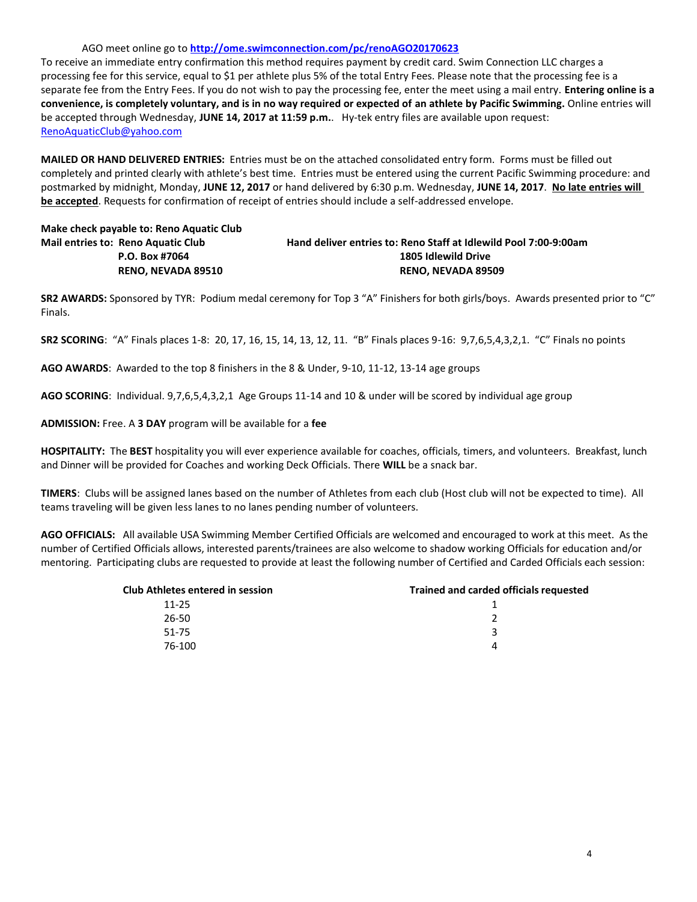AGO meet online go to **[http://ome.swimconnection.com/pc/renoAGO20170623](http://ome.swimconnection.com/pc/renoAGO20170623)**
To receive an immediate entry confirmation this method requires payment by credit card. Swim Connection LLC charges a processing fee for this service, equal to $1 per athlete plus 5% of the total Entry Fees. Please note that the processing fee is a separate fee from the Entry Fees. If you do not wish to pay the processing fee, enter the meet using a mail entry. **Entering online is a convenience, is completely voluntary, and is in no way required or expected of an athlete by Pacific Swimming.** Online entries will be accepted through Wednesday, **JUNE 14, 2017 at 11:59 p.m.**. Hy-tek entry files are available upon request: [RenoAquaticClub@yahoo.com](mailto:RenoAquaticClub@yahoo.com)

**MAILED OR HAND DELIVERED ENTRIES:** Entries must be on the attached consolidated entry form. Forms must be filled out completely and printed clearly with athlete's best time. Entries must be entered using the current Pacific Swimming procedure: and postmarked by midnight, Monday, **JUNE 12, 2017** or hand delivered by 6:30 p.m. Wednesday, **JUNE 14, 2017**. **No late entries will be accepted**. Requests for confirmation of receipt of entries should include a self-addressed envelope.

**Make check payable to: Reno Aquatic Club**

**Mail entries to: Reno Aquatic Club**
**P.O. Box #7064**
**RENO, NEVADA 89510**

**Hand deliver entries to: Reno Staff at Idlewild Pool 7:00-9:00am**
**1805 Idlewild Drive**
**RENO, NEVADA 89509**

**SR2 AWARDS:** Sponsored by TYR: Podium medal ceremony for Top 3 "A" Finishers for both girls/boys. Awards presented prior to "C" Finals.

**SR2 SCORING**: "A" Finals places 1-8: 20, 17, 16, 15, 14, 13, 12, 11. "B" Finals places 9-16: 9,7,6,5,4,3,2,1. "C" Finals no points

**AGO AWARDS**: Awarded to the top 8 finishers in the 8 & Under, 9-10, 11-12, 13-14 age groups

**AGO SCORING**: Individual. 9,7,6,5,4,3,2,1 Age Groups 11-14 and 10 & under will be scored by individual age group

**ADMISSION:** Free. A **3 DAY** program will be available for a **fee**

**HOSPITALITY:** The **BEST** hospitality you will ever experience available for coaches, officials, timers, and volunteers. Breakfast, lunch and Dinner will be provided for Coaches and working Deck Officials. There **WILL** be a snack bar.

**TIMERS**: Clubs will be assigned lanes based on the number of Athletes from each club (Host club will not be expected to time). All teams traveling will be given less lanes to no lanes pending number of volunteers.

**AGO OFFICIALS:** All available USA Swimming Member Certified Officials are welcomed and encouraged to work at this meet. As the number of Certified Officials allows, interested parents/trainees are also welcome to shadow working Officials for education and/or mentoring. Participating clubs are requested to provide at least the following number of Certified and Carded Officials each session:

| Club Athletes entered in session | Trained and carded officials requested |
|---|---|
| 11-25 | 1 |
| 26-50 | 2 |
| 51-75 | 3 |
| 76-100 | 4 |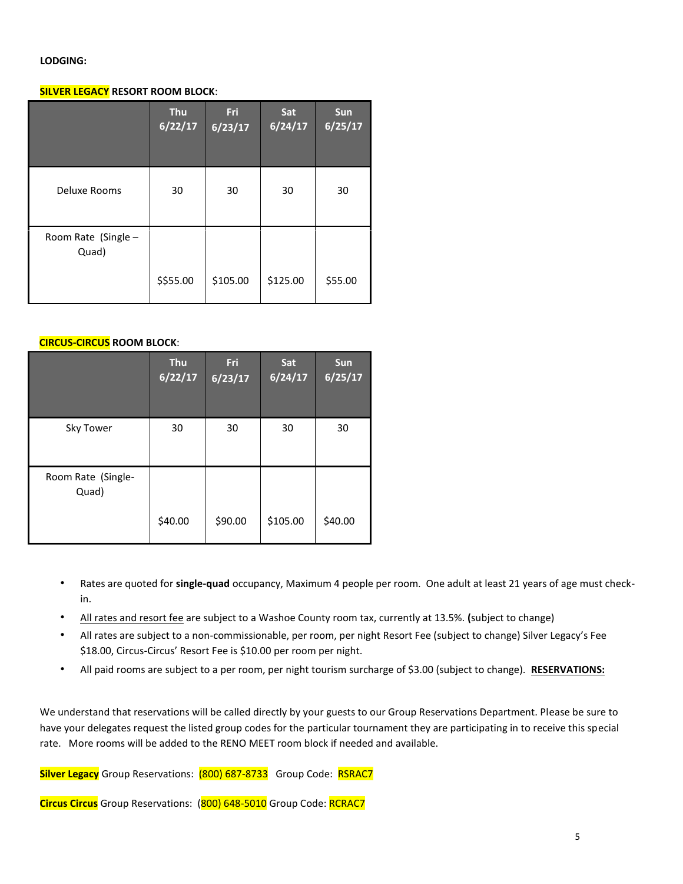**LODGING:**

**SILVER LEGACY RESORT ROOM BLOCK**:

| | Thu 6/22/17 | Fri 6/23/17 | Sat 6/24/17 | Sun 6/25/17 |
|---|---|---|---|---|
| Deluxe Rooms | 30 | 30 | 30 | 30 |
| Room Rate (Single – Quad) | $$55.00 | $105.00 | $125.00 | $55.00 |

**CIRCUS-CIRCUS ROOM BLOCK**:

| | Thu 6/22/17 | Fri 6/23/17 | Sat 6/24/17 | Sun 6/25/17 |
|---|---|---|---|---|
| Sky Tower | 30 | 30 | 30 | 30 |
| Room Rate (Single-Quad) | $40.00 | $90.00 | $105.00 | $40.00 |

- Rates are quoted for **single-quad** occupancy, Maximum 4 people per room. One adult at least 21 years of age must check-in.
- All rates and resort fee are subject to a Washoe County room tax, currently at 13.5%. **(**subject to change)
- All rates are subject to a non-commissionable, per room, per night Resort Fee (subject to change) Silver Legacy's Fee $18.00, Circus-Circus' Resort Fee is $10.00 per room per night.
- All paid rooms are subject to a per room, per night tourism surcharge of $3.00 (subject to change). **RESERVATIONS:**

We understand that reservations will be called directly by your guests to our Group Reservations Department. Please be sure to have your delegates request the listed group codes for the particular tournament they are participating in to receive this special rate. More rooms will be added to the RENO MEET room block if needed and available.

**Silver Legacy** Group Reservations: (800) 687-8733 Group Code: RSRAC7

**Circus Circus** Group Reservations: (800) 648-5010 Group Code: RCRAC7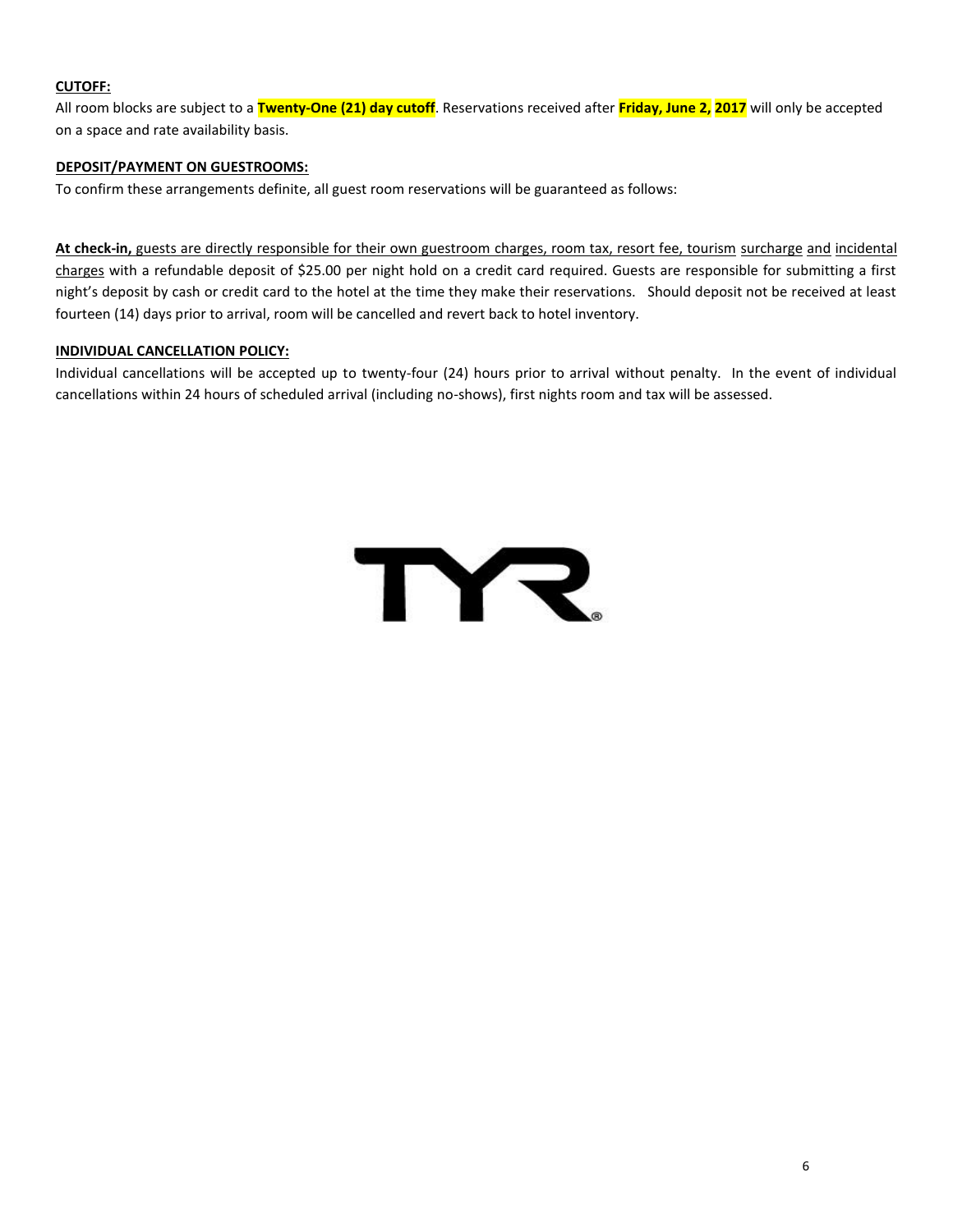**CUTOFF:**

All room blocks are subject to a **Twenty-One (21) day cutoff**. Reservations received after **Friday, June 2, 2017** will only be accepted on a space and rate availability basis.

**DEPOSIT/PAYMENT ON GUESTROOMS:**

To confirm these arrangements definite, all guest room reservations will be guaranteed as follows:

**At check-in,** guests are directly responsible for their own guestroom charges, room tax, resort fee, tourism surcharge and incidental charges with a refundable deposit of $25.00 per night hold on a credit card required. Guests are responsible for submitting a first night's deposit by cash or credit card to the hotel at the time they make their reservations. Should deposit not be received at least fourteen (14) days prior to arrival, room will be cancelled and revert back to hotel inventory.

**INDIVIDUAL CANCELLATION POLICY:**

Individual cancellations will be accepted up to twenty-four (24) hours prior to arrival without penalty. In the event of individual cancellations within 24 hours of scheduled arrival (including no-shows), first nights room and tax will be assessed.

TYR®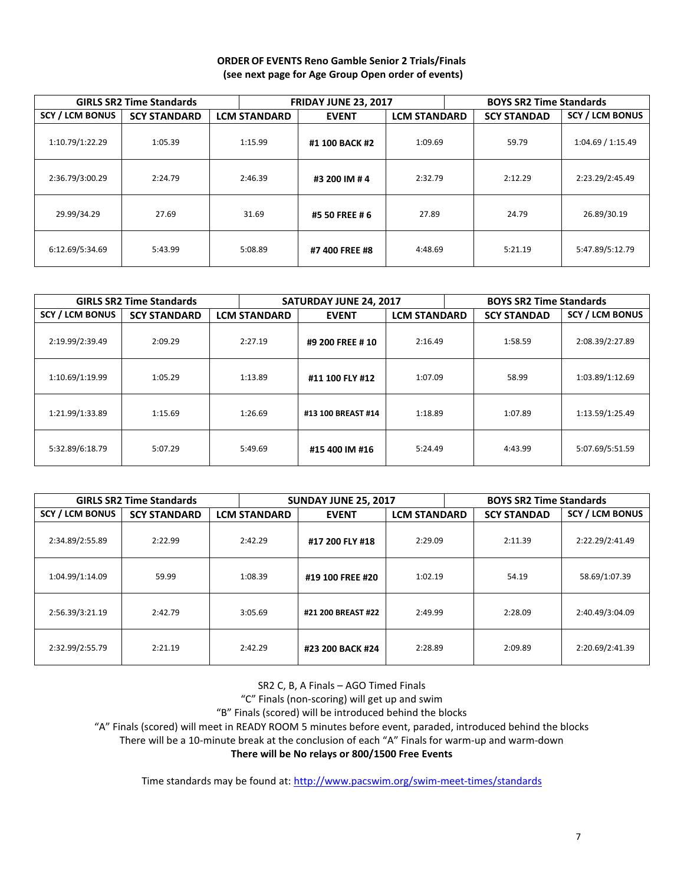**ORDER OF EVENTS Reno Gamble Senior 2 Trials/Finals**
**(see next page for Age Group Open order of events)**

| GIRLS SR2 Time Standards | | FRIDAY JUNE 23, 2017 | | | BOYS SR2 Time Standards | |
|---|---|---|---|---|---|---|
| **SCY / LCM BONUS** | **SCY STANDARD** | **LCM STANDARD** | **EVENT** | **LCM STANDARD** | **SCY STANDAD** | **SCY / LCM BONUS** |
| 1:10.79/1:22.29 | 1:05.39 | 1:15.99 | **#1 100 BACK #2** | 1:09.69 | 59.79 | 1:04.69 / 1:15.49 |
| 2:36.79/3:00.29 | 2:24.79 | 2:46.39 | **#3 200 IM # 4** | 2:32.79 | 2:12.29 | 2:23.29/2:45.49 |
| 29.99/34.29 | 27.69 | 31.69 | **#5 50 FREE # 6** | 27.89 | 24.79 | 26.89/30.19 |
| 6:12.69/5:34.69 | 5:43.99 | 5:08.89 | **#7 400 FREE #8** | 4:48.69 | 5:21.19 | 5:47.89/5:12.79 |

| GIRLS SR2 Time Standards | | SATURDAY JUNE 24, 2017 | | | BOYS SR2 Time Standards | |
|---|---|---|---|---|---|---|
| **SCY / LCM BONUS** | **SCY STANDARD** | **LCM STANDARD** | **EVENT** | **LCM STANDARD** | **SCY STANDAD** | **SCY / LCM BONUS** |
| 2:19.99/2:39.49 | 2:09.29 | 2:27.19 | **#9 200 FREE # 10** | 2:16.49 | 1:58.59 | 2:08.39/2:27.89 |
| 1:10.69/1:19.99 | 1:05.29 | 1:13.89 | **#11 100 FLY #12** | 1:07.09 | 58.99 | 1:03.89/1:12.69 |
| 1:21.99/1:33.89 | 1:15.69 | 1:26.69 | **#13 100 BREAST #14** | 1:18.89 | 1:07.89 | 1:13.59/1:25.49 |
| 5:32.89/6:18.79 | 5:07.29 | 5:49.69 | **#15 400 IM #16** | 5:24.49 | 4:43.99 | 5:07.69/5:51.59 |

| GIRLS SR2 Time Standards | | SUNDAY JUNE 25, 2017 | | | BOYS SR2 Time Standards | |
|---|---|---|---|---|---|---|
| **SCY / LCM BONUS** | **SCY STANDARD** | **LCM STANDARD** | **EVENT** | **LCM STANDARD** | **SCY STANDARD** | **SCY / LCM BONUS** |
| 2:34.89/2:55.89 | 2:22.99 | 2:42.29 | **#17 200 FLY #18** | 2:29.09 | 2:11.39 | 2:22.29/2:41.49 |
| 1:04.99/1:14.09 | 59.99 | 1:08.39 | **#19 100 FREE #20** | 1:02.19 | 54.19 | 58.69/1:07.39 |
| 2:56.39/3:21.19 | 2:42.79 | 3:05.69 | **#21 200 BREAST #22** | 2:49.99 | 2:28.09 | 2:40.49/3:04.09 |
| 2:32.99/2:55.79 | 2:21.19 | 2:42.29 | **#23 200 BACK #24** | 2:28.89 | 2:09.89 | 2:20.69/2:41.39 |

SR2 C, B, A Finals – AGO Timed Finals
"C" Finals (non-scoring) will get up and swim
"B" Finals (scored) will be introduced behind the blocks
"A" Finals (scored) will meet in READY ROOM 5 minutes before event, paraded, introduced behind the blocks
There will be a 10-minute break at the conclusion of each "A" Finals for warm-up and warm-down
**There will be No relays or 800/1500 Free Events**

Time standards may be found at: http://www.pacswim.org/swim-meet-times/standards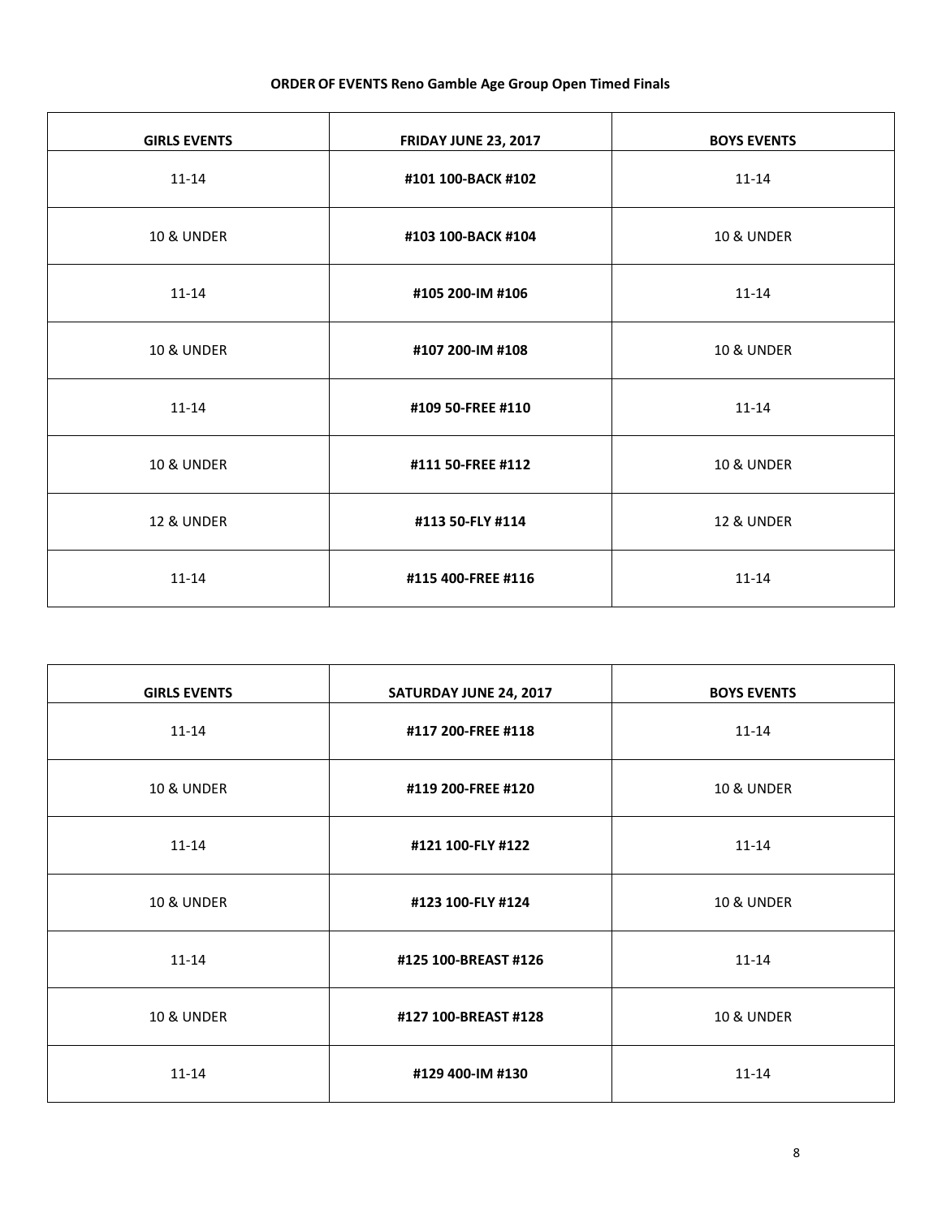**ORDER OF EVENTS Reno Gamble Age Group Open Timed Finals**

| GIRLS EVENTS | FRIDAY JUNE 23, 2017 | BOYS EVENTS |
|---|---|---|
| 11-14 | **#101 100-BACK #102** | 11-14 |
| 10 & UNDER | **#103 100-BACK #104** | 10 & UNDER |
| 11-14 | **#105 200-IM #106** | 11-14 |
| 10 & UNDER | **#107 200-IM #108** | 10 & UNDER |
| 11-14 | **#109 50-FREE #110** | 11-14 |
| 10 & UNDER | **#111 50-FREE #112** | 10 & UNDER |
| 12 & UNDER | **#113 50-FLY #114** | 12 & UNDER |
| 11-14 | **#115 400-FREE #116** | 11-14 |

| GIRLS EVENTS | SATURDAY JUNE 24, 2017 | BOYS EVENTS |
|---|---|---|
| 11-14 | **#117 200-FREE #118** | 11-14 |
| 10 & UNDER | **#119 200-FREE #120** | 10 & UNDER |
| 11-14 | **#121 100-FLY #122** | 11-14 |
| 10 & UNDER | **#123 100-FLY #124** | 10 & UNDER |
| 11-14 | **#125 100-BREAST #126** | 11-14 |
| 10 & UNDER | **#127 100-BREAST #128** | 10 & UNDER |
| 11-14 | **#129 400-IM #130** | 11-14 |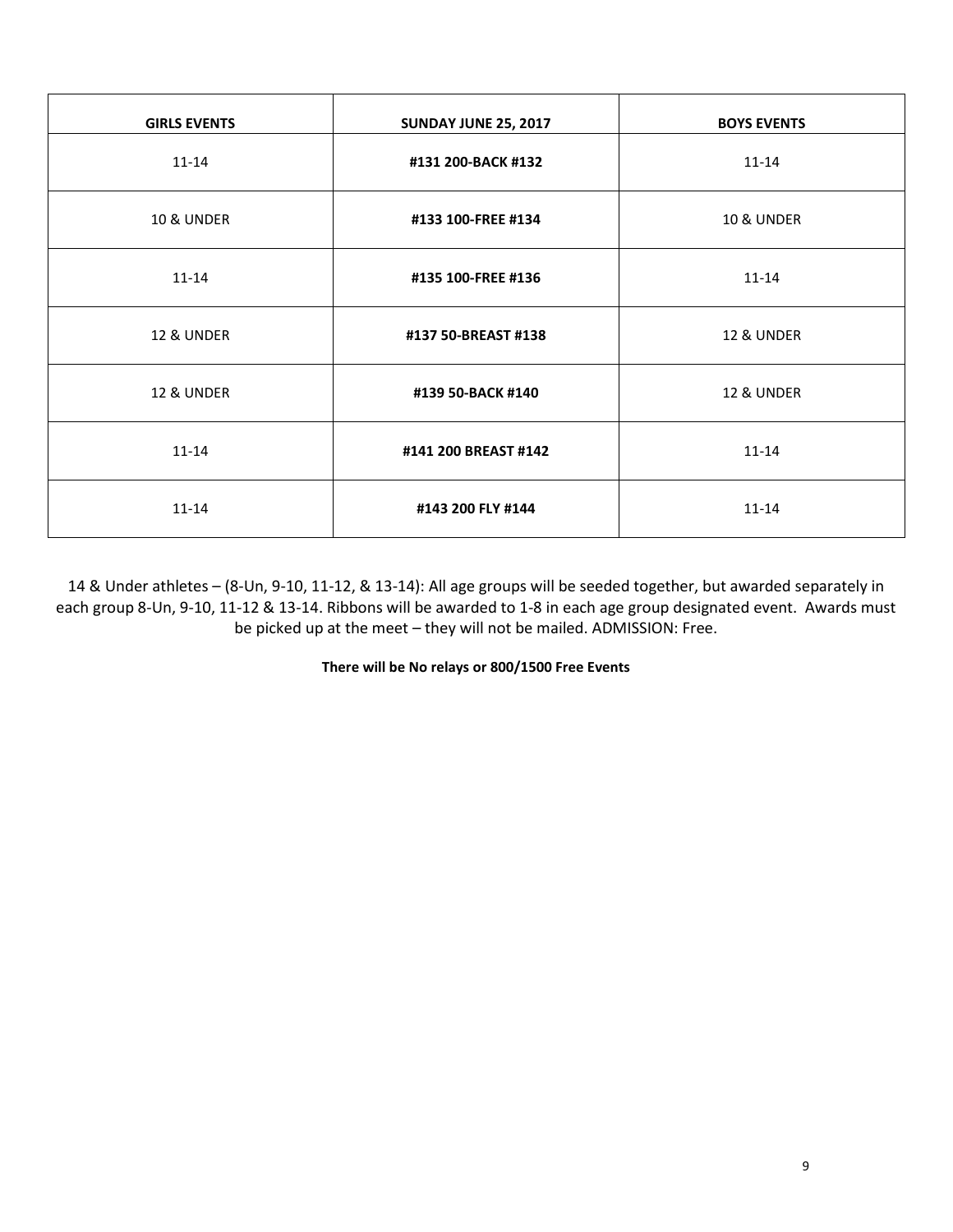| GIRLS EVENTS | SUNDAY JUNE 25, 2017 | BOYS EVENTS |
|---|---|---|
| 11-14 | **#131 200-BACK #132** | 11-14 |
| 10 & UNDER | **#133 100-FREE #134** | 10 & UNDER |
| 11-14 | **#135 100-FREE #136** | 11-14 |
| 12 & UNDER | **#137 50-BREAST #138** | 12 & UNDER |
| 12 & UNDER | **#139 50-BACK #140** | 12 & UNDER |
| 11-14 | **#141 200 BREAST #142** | 11-14 |
| 11-14 | **#143 200 FLY #144** | 11-14 |

14 & Under athletes – (8-Un, 9-10, 11-12, & 13-14): All age groups will be seeded together, but awarded separately in each group 8-Un, 9-10, 11-12 & 13-14. Ribbons will be awarded to 1-8 in each age group designated event. Awards must be picked up at the meet – they will not be mailed. ADMISSION: Free.

**There will be No relays or 800/1500 Free Events**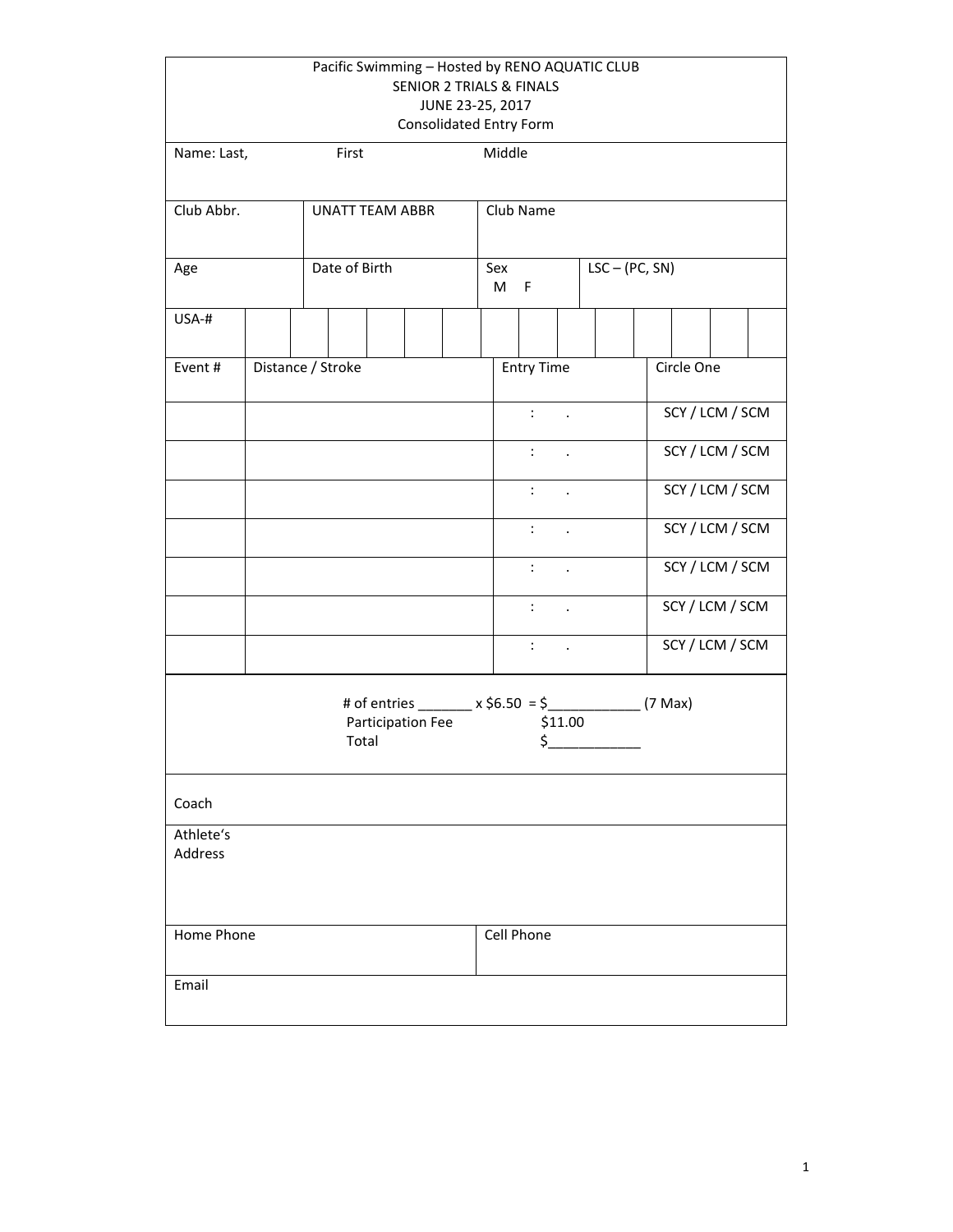Pacific Swimming – Hosted by RENO AQUATIC CLUB
SENIOR 2 TRIALS & FINALS
JUNE 23-25, 2017
Consolidated Entry Form

| Name: Last, | First | Middle |
|---|---|---|
| | | |

| Club Abbr. | UNATT TEAM ABBR | Club Name | |
|---|---|---|---|
| **Age** | **Date of Birth** | **Sex** M F | **LSC – (PC, SN)** |

| USA-# | | | | | | | | | | | | | | |
|---|---|---|---|---|---|---|---|---|---|---|---|---|---|---|
| | | | | | | | | | | | | | | |

| Event # | Distance / Stroke | Entry Time | Circle One |
|---|---|---|---|
| | | : . | SCY / LCM / SCM |
| | | : . | SCY / LCM / SCM |
| | | : . | SCY / LCM / SCM |
| | | : . | SCY / LCM / SCM |
| | | : . | SCY / LCM / SCM |
| | | : . | SCY / LCM / SCM |
| | | : . | SCY / LCM / SCM |

# of entries _______ x $6.50 = $____________ (7 Max)
Participation Fee $11.00
Total $____________

| Coach | |
|---|---|
| Athlete's Address | |
| Home Phone | Cell Phone |
| Email | |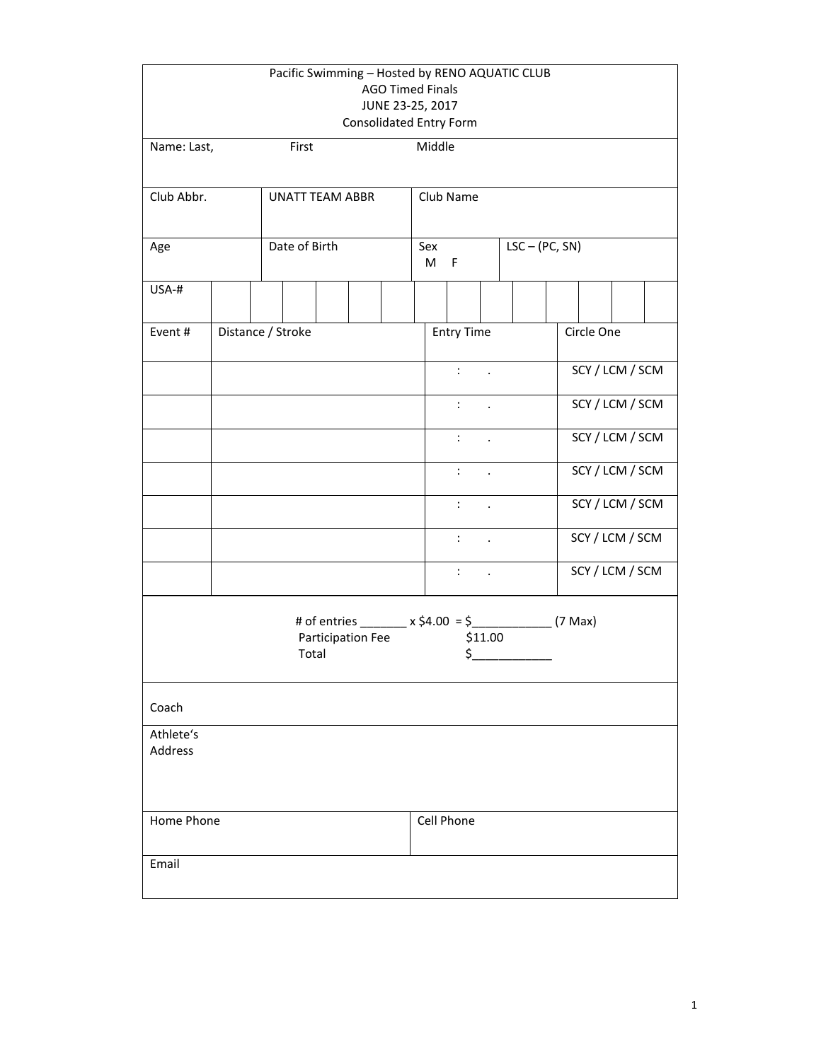Pacific Swimming – Hosted by RENO AQUATIC CLUB
AGO Timed Finals
JUNE 23-25, 2017
Consolidated Entry Form

| | | | |
|---|---|---|---|
| Name: Last, | First | Middle | |
| Club Abbr. | UNATT TEAM ABBR | Club Name | |
| Age | Date of Birth | Sex M F | LSC – (PC, SN) |

| | | | | | | | | | | | | | |
|---|---|---|---|---|---|---|---|---|---|---|---|---|---|
| USA-# | | | | | | | | | | | | | |

| Event # | Distance / Stroke | Entry Time | Circle One |
|---|---|---|---|
| | | : . | SCY / LCM / SCM |
| | | : . | SCY / LCM / SCM |
| | | : . | SCY / LCM / SCM |
| | | : . | SCY / LCM / SCM |
| | | : . | SCY / LCM / SCM |
| | | : . | SCY / LCM / SCM |
| | | : . | SCY / LCM / SCM |

# of entries _______ x $4.00 = $____________ (7 Max)
Participation Fee $11.00
Total $____________

Coach

Athlete's Address

| | |
|---|---|
| Home Phone | Cell Phone |

Email